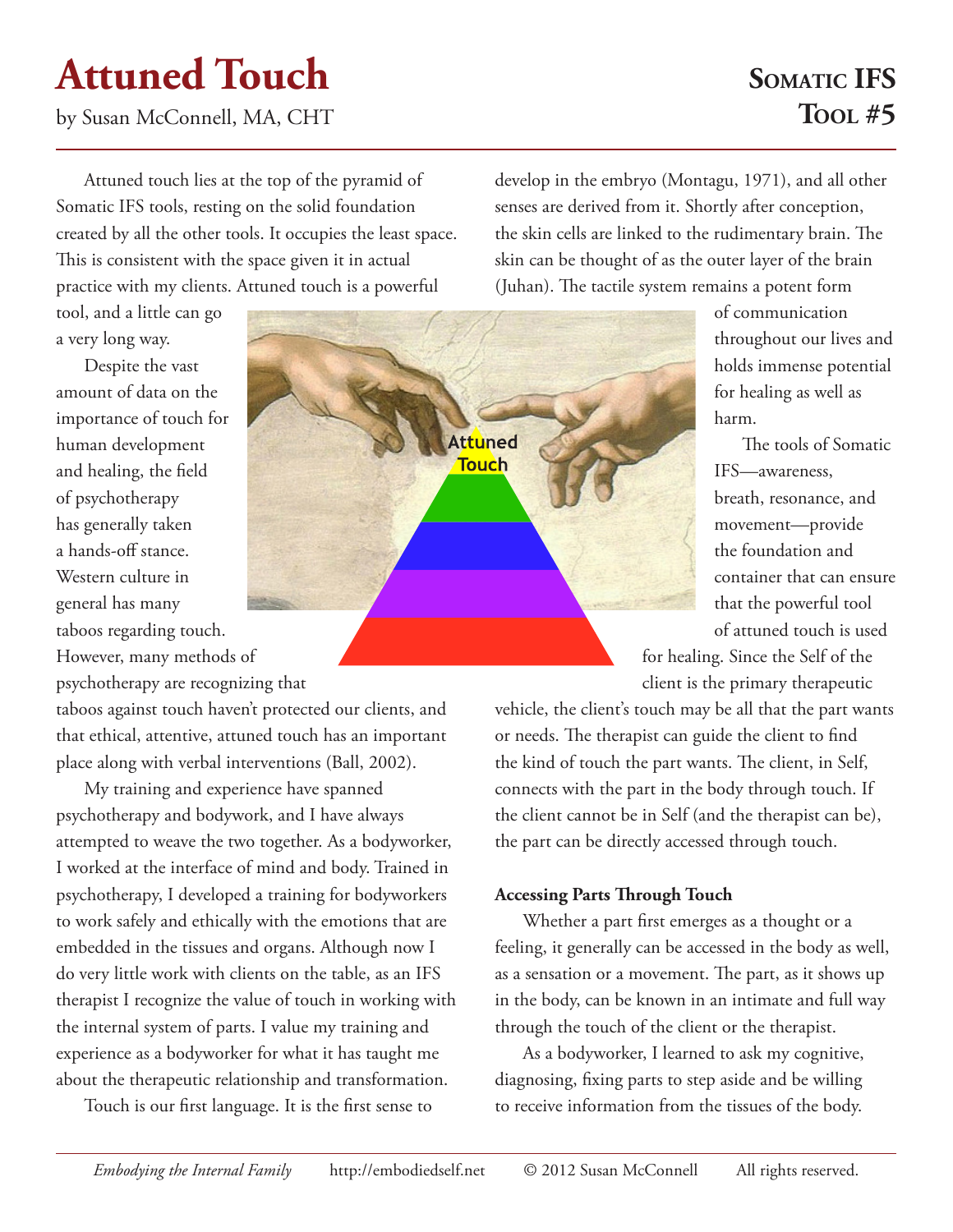# Attuned Touch

by Susan McConnell, MA, CHT

**Somatic IFS Tool #5**

Attuned touch lies at the top of the pyramid of Somatic IFS tools, resting on the solid foundation created by all the other tools. It occupies the least space. This is consistent with the space given it in actual practice with my clients. Attuned touch is a powerful tool, and a little can go a very long way.

Despite the vast amount of data on the importance of touch for human development and healing, the field of psychotherapy has generally taken a hands-off stance. Western culture in general has many taboos regarding touch. However, many methods of psychotherapy are recognizing that taboos against touch haven't protected our clients, and that ethical, attentive, attuned touch has an important place along with verbal interventions (Ball, 2002).

My training and experience have spanned psychotherapy and bodywork, and I have always attempted to weave the two together. As a bodyworker, I worked at the interface of mind and body. Trained in psychotherapy, I developed a training for bodyworkers to work safely and ethically with the emotions that are embedded in the tissues and organs. Although now I do very little work with clients on the table, as an IFS therapist I recognize the value of touch in working with the internal system of parts. I value my training and experience as a bodyworker for what it has taught me about the therapeutic relationship and transformation.

Touch is our first language. It is the first sense to develop in the embryo (Montagu, 1971), and all other senses are derived from it. Shortly after conception, the skin cells are linked to the rudimentary brain. The skin can be thought of as the outer layer of the brain (Juhan). The tactile system remains a potent form of communication throughout our lives and holds immense potential for healing as well as harm.

The tools of Somatic IFS—awareness, breath, resonance, and movement—provide the foundation and container that can ensure that the powerful tool of attuned touch is used for healing. Since the Self of the client is the primary therapeutic vehicle, the client's touch may be all that the part wants or needs. The therapist can guide the client to find the kind of touch the part wants. The client, in Self, connects with the part in the body through touch. If the client cannot be in Self (and the therapist can be), the part can be directly accessed through touch.

### Accessing Parts Through Touch

Whether a part first emerges as a thought or a feeling, it generally can be accessed in the body as well, as a sensation or a movement. The part, as it shows up in the body, can be known in an intimate and full way through the touch of the client or the therapist.

As a bodyworker, I learned to ask my cognitive, diagnosing, fixing parts to step aside and be willing to receive information from the tissues of the body.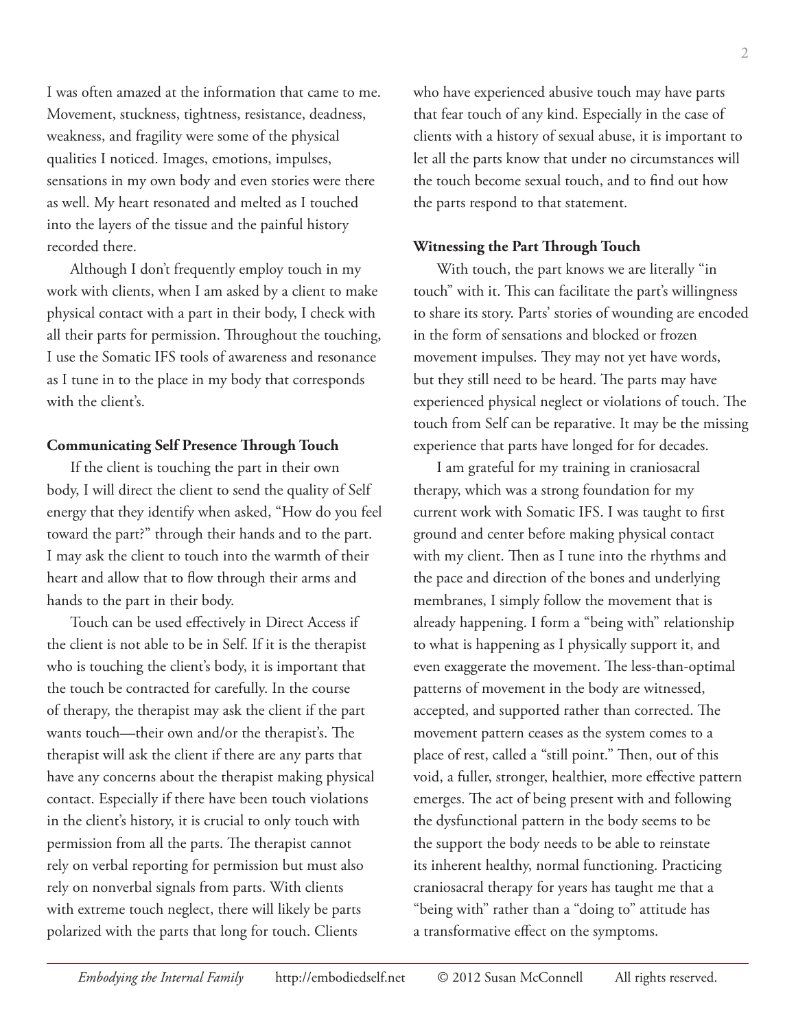I was often amazed at the information that came to me. Movement, stuckness, tightness, resistance, deadness, weakness, and fragility were some of the physical qualities I noticed. Images, emotions, impulses, sensations in my own body and even stories were there as well. My heart resonated and melted as I touched into the layers of the tissue and the painful history recorded there.

Although I don't frequently employ touch in my work with clients, when I am asked by a client to make physical contact with a part in their body, I check with all their parts for permission. Throughout the touching, I use the Somatic IFS tools of awareness and resonance as I tune in to the place in my body that corresponds with the client's.

**Communicating Self Presence Through Touch**

If the client is touching the part in their own body, I will direct the client to send the quality of Self energy that they identify when asked, "How do you feel toward the part?" through their hands and to the part. I may ask the client to touch into the warmth of their heart and allow that to flow through their arms and hands to the part in their body.

Touch can be used effectively in Direct Access if the client is not able to be in Self. If it is the therapist who is touching the client's body, it is important that the touch be contracted for carefully. In the course of therapy, the therapist may ask the client if the part wants touch—their own and/or the therapist's. The therapist will ask the client if there are any parts that have any concerns about the therapist making physical contact. Especially if there have been touch violations in the client's history, it is crucial to only touch with permission from all the parts. The therapist cannot rely on verbal reporting for permission but must also rely on nonverbal signals from parts. With clients with extreme touch neglect, there will likely be parts polarized with the parts that long for touch. Clients who have experienced abusive touch may have parts that fear touch of any kind. Especially in the case of clients with a history of sexual abuse, it is important to let all the parts know that under no circumstances will the touch become sexual touch, and to find out how the parts respond to that statement.

**Witnessing the Part Through Touch**

With touch, the part knows we are literally "in touch" with it. This can facilitate the part's willingness to share its story. Parts' stories of wounding are encoded in the form of sensations and blocked or frozen movement impulses. They may not yet have words, but they still need to be heard. The parts may have experienced physical neglect or violations of touch. The touch from Self can be reparative. It may be the missing experience that parts have longed for for decades.

I am grateful for my training in craniosacral therapy, which was a strong foundation for my current work with Somatic IFS. I was taught to first ground and center before making physical contact with my client. Then as I tune into the rhythms and the pace and direction of the bones and underlying membranes, I simply follow the movement that is already happening. I form a "being with" relationship to what is happening as I physically support it, and even exaggerate the movement. The less-than-optimal patterns of movement in the body are witnessed, accepted, and supported rather than corrected. The movement pattern ceases as the system comes to a place of rest, called a "still point." Then, out of this void, a fuller, stronger, healthier, more effective pattern emerges. The act of being present with and following the dysfunctional pattern in the body seems to be the support the body needs to be able to reinstate its inherent healthy, normal functioning. Practicing craniosacral therapy for years has taught me that a "being with" rather than a "doing to" attitude has a transformative effect on the symptoms.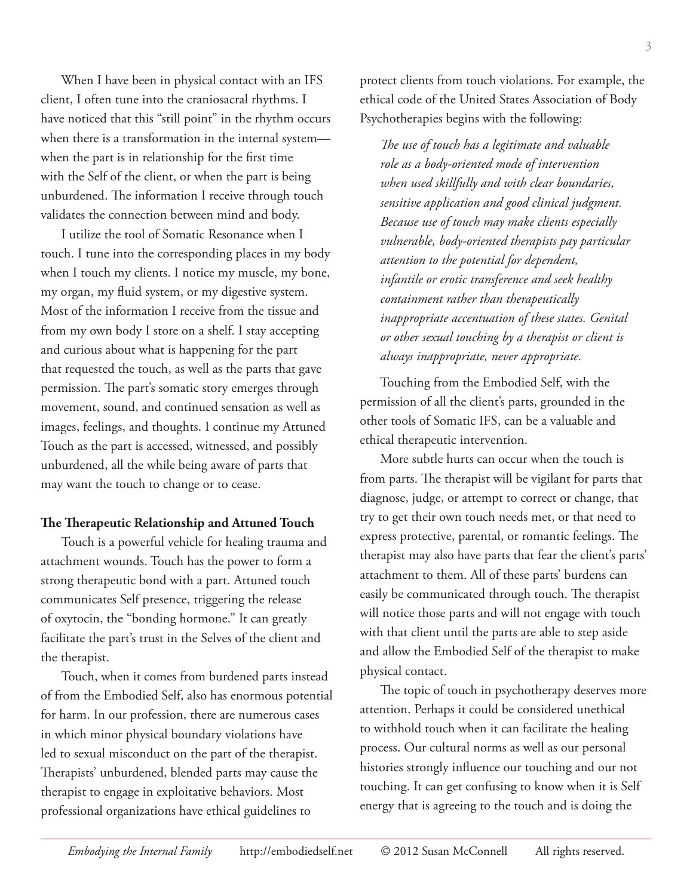When I have been in physical contact with an IFS client, I often tune into the craniosacral rhythms. I have noticed that this "still point" in the rhythm occurs when there is a transformation in the internal system—when the part is in relationship for the first time with the Self of the client, or when the part is being unburdened. The information I receive through touch validates the connection between mind and body.

I utilize the tool of Somatic Resonance when I touch. I tune into the corresponding places in my body when I touch my clients. I notice my muscle, my bone, my organ, my fluid system, or my digestive system. Most of the information I receive from the tissue and from my own body I store on a shelf. I stay accepting and curious about what is happening for the part that requested the touch, as well as the parts that gave permission. The part's somatic story emerges through movement, sound, and continued sensation as well as images, feelings, and thoughts. I continue my Attuned Touch as the part is accessed, witnessed, and possibly unburdened, all the while being aware of parts that may want the touch to change or to cease.

**The Therapeutic Relationship and Attuned Touch**

Touch is a powerful vehicle for healing trauma and attachment wounds. Touch has the power to form a strong therapeutic bond with a part. Attuned touch communicates Self presence, triggering the release of oxytocin, the "bonding hormone." It can greatly facilitate the part's trust in the Selves of the client and the therapist.

Touch, when it comes from burdened parts instead of from the Embodied Self, also has enormous potential for harm. In our profession, there are numerous cases in which minor physical boundary violations have led to sexual misconduct on the part of the therapist. Therapists' unburdened, blended parts may cause the therapist to engage in exploitative behaviors. Most professional organizations have ethical guidelines to protect clients from touch violations. For example, the ethical code of the United States Association of Body Psychotherapies begins with the following:

> *The use of touch has a legitimate and valuable role as a body-oriented mode of intervention when used skillfully and with clear boundaries, sensitive application and good clinical judgment. Because use of touch may make clients especially vulnerable, body-oriented therapists pay particular attention to the potential for dependent, infantile or erotic transference and seek healthy containment rather than therapeutically inappropriate accentuation of these states. Genital or other sexual touching by a therapist or client is always inappropriate, never appropriate.*

Touching from the Embodied Self, with the permission of all the client's parts, grounded in the other tools of Somatic IFS, can be a valuable and ethical therapeutic intervention.

More subtle hurts can occur when the touch is from parts. The therapist will be vigilant for parts that diagnose, judge, or attempt to correct or change, that try to get their own touch needs met, or that need to express protective, parental, or romantic feelings. The therapist may also have parts that fear the client's parts' attachment to them. All of these parts' burdens can easily be communicated through touch. The therapist will notice those parts and will not engage with touch with that client until the parts are able to step aside and allow the Embodied Self of the therapist to make physical contact.

The topic of touch in psychotherapy deserves more attention. Perhaps it could be considered unethical to withhold touch when it can facilitate the healing process. Our cultural norms as well as our personal histories strongly influence our touching and our not touching. It can get confusing to know when it is Self energy that is agreeing to the touch and is doing the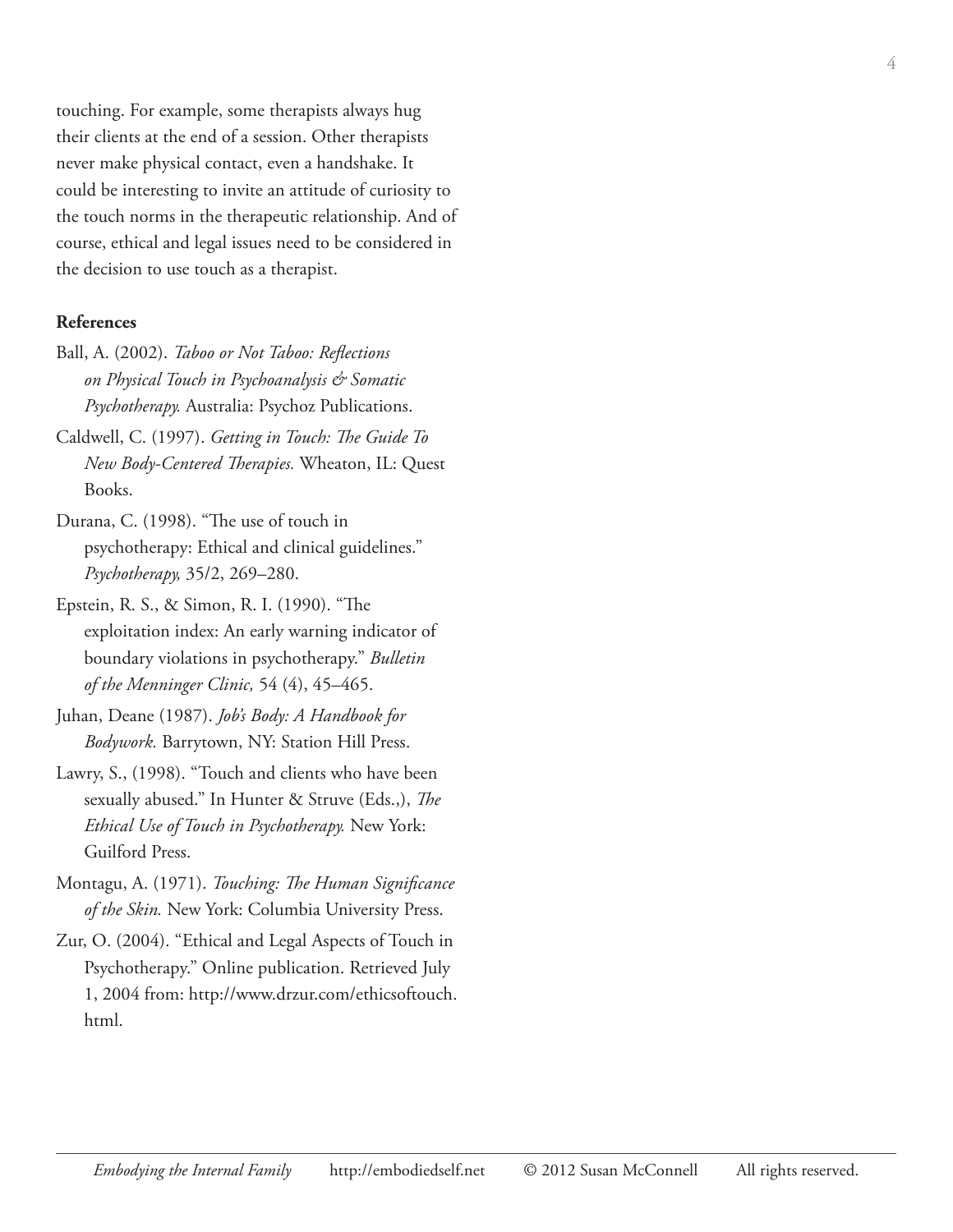touching. For example, some therapists always hug their clients at the end of a session. Other therapists never make physical contact, even a handshake. It could be interesting to invite an attitude of curiosity to the touch norms in the therapeutic relationship. And of course, ethical and legal issues need to be considered in the decision to use touch as a therapist.

**References**

Ball, A. (2002). *Taboo or Not Taboo: Reflections on Physical Touch in Psychoanalysis & Somatic Psychotherapy.* Australia: Psychoz Publications.

Caldwell, C. (1997). *Getting in Touch: The Guide To New Body-Centered Therapies.* Wheaton, IL: Quest Books.

Durana, C. (1998). "The use of touch in psychotherapy: Ethical and clinical guidelines." *Psychotherapy,* 35/2, 269–280.

Epstein, R. S., & Simon, R. I. (1990). "The exploitation index: An early warning indicator of boundary violations in psychotherapy." *Bulletin of the Menninger Clinic,* 54 (4), 45–465.

Juhan, Deane (1987). *Job's Body: A Handbook for Bodywork.* Barrytown, NY: Station Hill Press.

Lawry, S., (1998). "Touch and clients who have been sexually abused." In Hunter & Struve (Eds.,), *The Ethical Use of Touch in Psychotherapy.* New York: Guilford Press.

Montagu, A. (1971). *Touching: The Human Significance of the Skin.* New York: Columbia University Press.

Zur, O. (2004). "Ethical and Legal Aspects of Touch in Psychotherapy." Online publication. Retrieved July 1, 2004 from: http://www.drzur.com/ethicsoftouch.html.